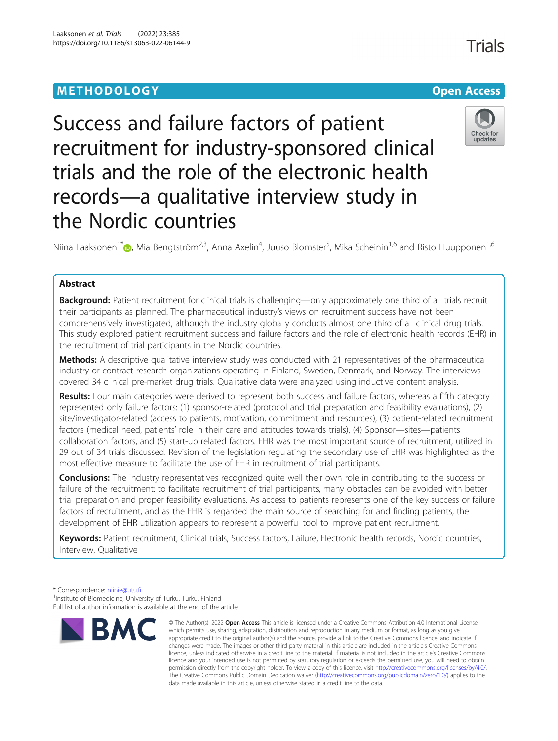METHODOLOGY Open Access

# Success and failure factors of patient recruitment for industry-sponsored clinical trials and the role of the electronic health records—a qualitative interview study in the Nordic countries

Niina Laaksonen[1*], Mia Bengtström[2,3], Anna Axelin[4], Juuso Blomster[5], Mika Scheinin[1,6] and Risto Huupponen[1,6]

## Abstract

**Background:** Patient recruitment for clinical trials is challenging—only approximately one third of all trials recruit their participants as planned. The pharmaceutical industry's views on recruitment success have not been comprehensively investigated, although the industry globally conducts almost one third of all clinical drug trials. This study explored patient recruitment success and failure factors and the role of electronic health records (EHR) in the recruitment of trial participants in the Nordic countries.

**Methods:** A descriptive qualitative interview study was conducted with 21 representatives of the pharmaceutical industry or contract research organizations operating in Finland, Sweden, Denmark, and Norway. The interviews covered 34 clinical pre-market drug trials. Qualitative data were analyzed using inductive content analysis.

**Results:** Four main categories were derived to represent both success and failure factors, whereas a fifth category represented only failure factors: (1) sponsor-related (protocol and trial preparation and feasibility evaluations), (2) site/investigator-related (access to patients, motivation, commitment and resources), (3) patient-related recruitment factors (medical need, patients' role in their care and attitudes towards trials), (4) Sponsor—sites—patients collaboration factors, and (5) start-up related factors. EHR was the most important source of recruitment, utilized in 29 out of 34 trials discussed. Revision of the legislation regulating the secondary use of EHR was highlighted as the most effective measure to facilitate the use of EHR in recruitment of trial participants.

**Conclusions:** The industry representatives recognized quite well their own role in contributing to the success or failure of the recruitment: to facilitate recruitment of trial participants, many obstacles can be avoided with better trial preparation and proper feasibility evaluations. As access to patients represents one of the key success or failure factors of recruitment, and as the EHR is regarded the main source of searching for and finding patients, the development of EHR utilization appears to represent a powerful tool to improve patient recruitment.

**Keywords:** Patient recruitment, Clinical trials, Success factors, Failure, Electronic health records, Nordic countries, Interview, Qualitative

\* Correspondence: niinie@utu.fi
[1]Institute of Biomedicine, University of Turku, Turku, Finland
Full list of author information is available at the end of the article

© The Author(s). 2022 **Open Access** This article is licensed under a Creative Commons Attribution 4.0 International License, which permits use, sharing, adaptation, distribution and reproduction in any medium or format, as long as you give appropriate credit to the original author(s) and the source, provide a link to the Creative Commons licence, and indicate if changes were made. The images or other third party material in this article are included in the article's Creative Commons licence, unless indicated otherwise in a credit line to the material. If material is not included in the article's Creative Commons licence and your intended use is not permitted by statutory regulation or exceeds the permitted use, you will need to obtain permission directly from the copyright holder. To view a copy of this licence, visit http://creativecommons.org/licenses/by/4.0/. The Creative Commons Public Domain Dedication waiver (http://creativecommons.org/publicdomain/zero/1.0/) applies to the data made available in this article, unless otherwise stated in a credit line to the data.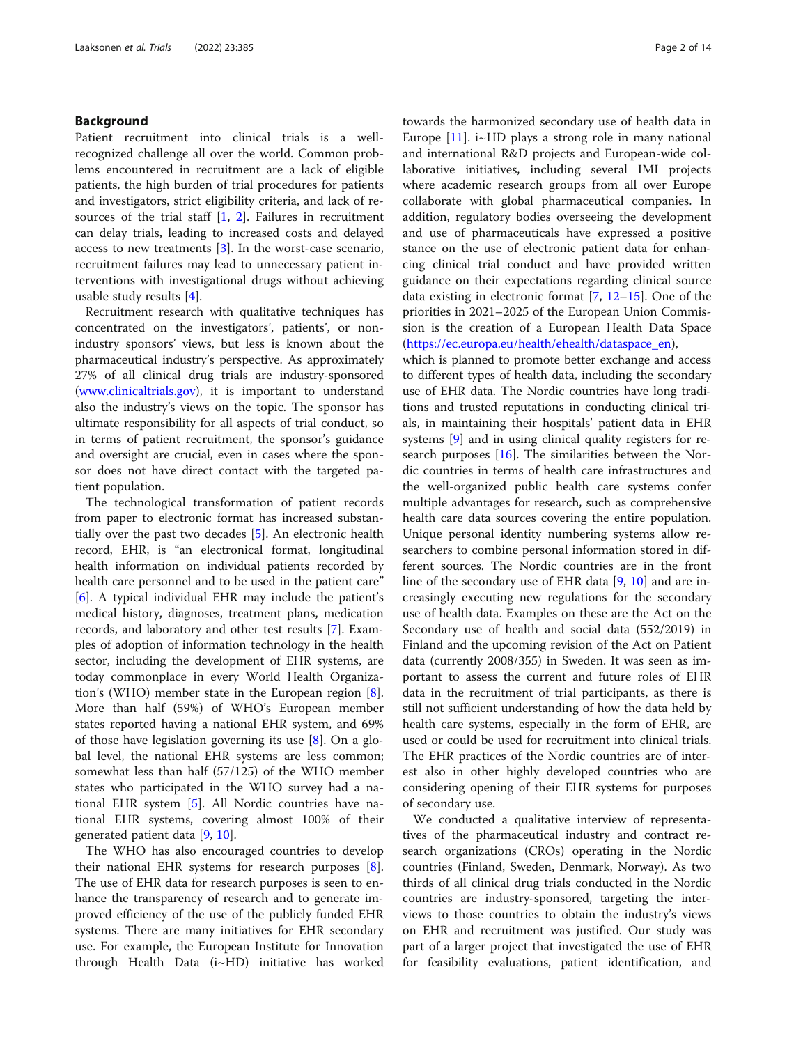## Background

Patient recruitment into clinical trials is a well-recognized challenge all over the world. Common problems encountered in recruitment are a lack of eligible patients, the high burden of trial procedures for patients and investigators, strict eligibility criteria, and lack of resources of the trial staff [1, 2]. Failures in recruitment can delay trials, leading to increased costs and delayed access to new treatments [3]. In the worst-case scenario, recruitment failures may lead to unnecessary patient interventions with investigational drugs without achieving usable study results [4].

Recruitment research with qualitative techniques has concentrated on the investigators', patients', or non-industry sponsors' views, but less is known about the pharmaceutical industry's perspective. As approximately 27% of all clinical drug trials are industry-sponsored (www.clinicaltrials.gov), it is important to understand also the industry's views on the topic. The sponsor has ultimate responsibility for all aspects of trial conduct, so in terms of patient recruitment, the sponsor's guidance and oversight are crucial, even in cases where the sponsor does not have direct contact with the targeted patient population.

The technological transformation of patient records from paper to electronic format has increased substantially over the past two decades [5]. An electronic health record, EHR, is "an electronical format, longitudinal health information on individual patients recorded by health care personnel and to be used in the patient care" [6]. A typical individual EHR may include the patient's medical history, diagnoses, treatment plans, medication records, and laboratory and other test results [7]. Examples of adoption of information technology in the health sector, including the development of EHR systems, are today commonplace in every World Health Organization's (WHO) member state in the European region [8]. More than half (59%) of WHO's European member states reported having a national EHR system, and 69% of those have legislation governing its use [8]. On a global level, the national EHR systems are less common; somewhat less than half (57/125) of the WHO member states who participated in the WHO survey had a national EHR system [5]. All Nordic countries have national EHR systems, covering almost 100% of their generated patient data [9, 10].

The WHO has also encouraged countries to develop their national EHR systems for research purposes [8]. The use of EHR data for research purposes is seen to enhance the transparency of research and to generate improved efficiency of the use of the publicly funded EHR systems. There are many initiatives for EHR secondary use. For example, the European Institute for Innovation through Health Data (i~HD) initiative has worked towards the harmonized secondary use of health data in Europe [11]. i~HD plays a strong role in many national and international R&D projects and European-wide collaborative initiatives, including several IMI projects where academic research groups from all over Europe collaborate with global pharmaceutical companies. In addition, regulatory bodies overseeing the development and use of pharmaceuticals have expressed a positive stance on the use of electronic patient data for enhancing clinical trial conduct and have provided written guidance on their expectations regarding clinical source data existing in electronic format [7, 12–15]. One of the priorities in 2021–2025 of the European Union Commission is the creation of a European Health Data Space (https://ec.europa.eu/health/ehealth/dataspace_en), which is planned to promote better exchange and access to different types of health data, including the secondary use of EHR data. The Nordic countries have long traditions and trusted reputations in conducting clinical trials, in maintaining their hospitals' patient data in EHR systems [9] and in using clinical quality registers for research purposes [16]. The similarities between the Nordic countries in terms of health care infrastructures and the well-organized public health care systems confer multiple advantages for research, such as comprehensive health care data sources covering the entire population. Unique personal identity numbering systems allow researchers to combine personal information stored in different sources. The Nordic countries are in the front line of the secondary use of EHR data [9, 10] and are increasingly executing new regulations for the secondary use of health data. Examples on these are the Act on the Secondary use of health and social data (552/2019) in Finland and the upcoming revision of the Act on Patient data (currently 2008/355) in Sweden. It was seen as important to assess the current and future roles of EHR data in the recruitment of trial participants, as there is still not sufficient understanding of how the data held by health care systems, especially in the form of EHR, are used or could be used for recruitment into clinical trials. The EHR practices of the Nordic countries are of interest also in other highly developed countries who are considering opening of their EHR systems for purposes of secondary use.

We conducted a qualitative interview of representatives of the pharmaceutical industry and contract research organizations (CROs) operating in the Nordic countries (Finland, Sweden, Denmark, Norway). As two thirds of all clinical drug trials conducted in the Nordic countries are industry-sponsored, targeting the interviews to those countries to obtain the industry's views on EHR and recruitment was justified. Our study was part of a larger project that investigated the use of EHR for feasibility evaluations, patient identification, and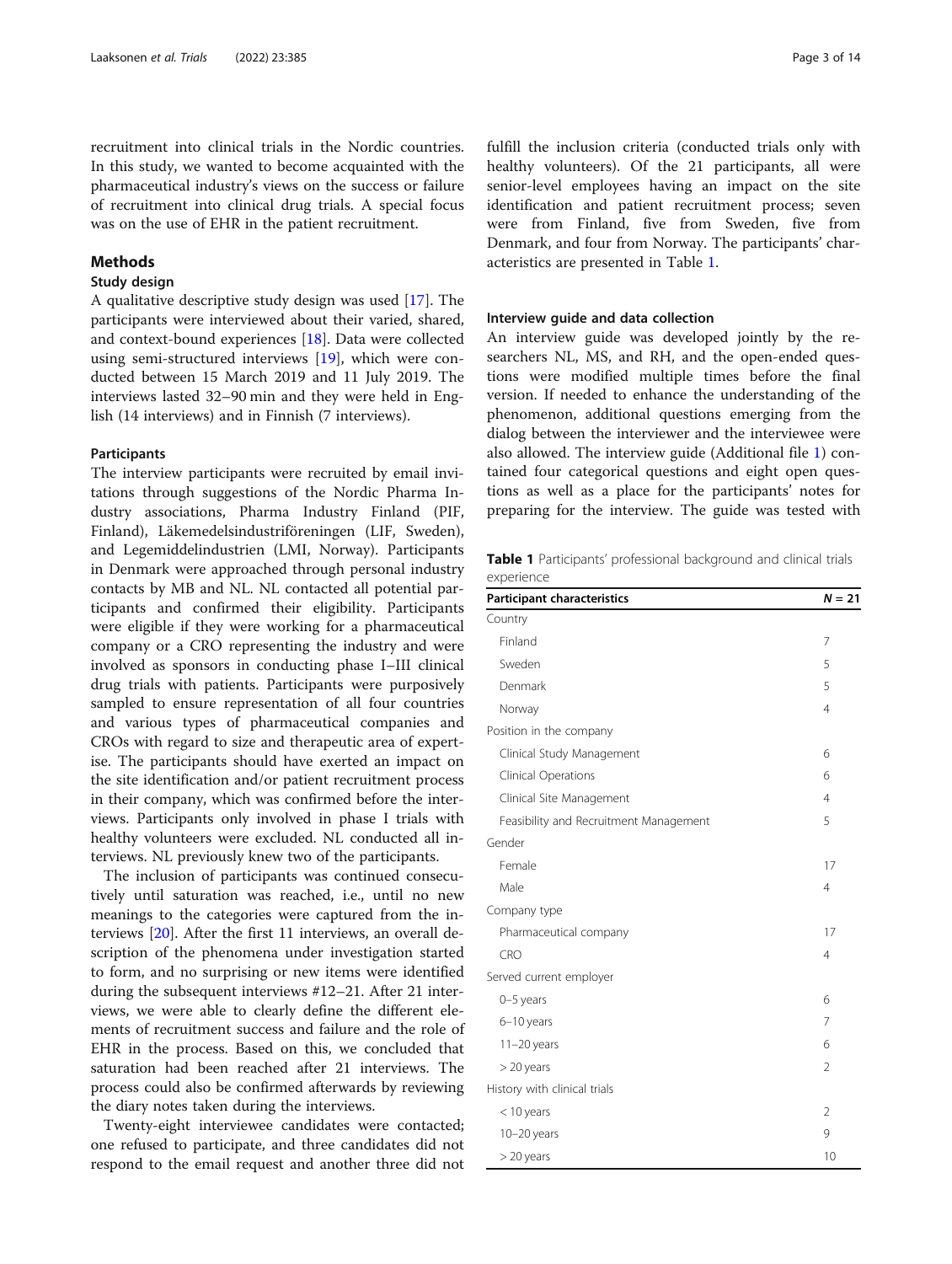recruitment into clinical trials in the Nordic countries. In this study, we wanted to become acquainted with the pharmaceutical industry's views on the success or failure of recruitment into clinical drug trials. A special focus was on the use of EHR in the patient recruitment.

## Methods

### Study design

A qualitative descriptive study design was used [17]. The participants were interviewed about their varied, shared, and context-bound experiences [18]. Data were collected using semi-structured interviews [19], which were conducted between 15 March 2019 and 11 July 2019. The interviews lasted 32–90 min and they were held in English (14 interviews) and in Finnish (7 interviews).

### Participants

The interview participants were recruited by email invitations through suggestions of the Nordic Pharma Industry associations, Pharma Industry Finland (PIF, Finland), Läkemedelsindustriföreningen (LIF, Sweden), and Legemiddelindustrien (LMI, Norway). Participants in Denmark were approached through personal industry contacts by MB and NL. NL contacted all potential participants and confirmed their eligibility. Participants were eligible if they were working for a pharmaceutical company or a CRO representing the industry and were involved as sponsors in conducting phase I–III clinical drug trials with patients. Participants were purposively sampled to ensure representation of all four countries and various types of pharmaceutical companies and CROs with regard to size and therapeutic area of expertise. The participants should have exerted an impact on the site identification and/or patient recruitment process in their company, which was confirmed before the interviews. Participants only involved in phase I trials with healthy volunteers were excluded. NL conducted all interviews. NL previously knew two of the participants.

The inclusion of participants was continued consecutively until saturation was reached, i.e., until no new meanings to the categories were captured from the interviews [20]. After the first 11 interviews, an overall description of the phenomena under investigation started to form, and no surprising or new items were identified during the subsequent interviews #12–21. After 21 interviews, we were able to clearly define the different elements of recruitment success and failure and the role of EHR in the process. Based on this, we concluded that saturation had been reached after 21 interviews. The process could also be confirmed afterwards by reviewing the diary notes taken during the interviews.

Twenty-eight interviewee candidates were contacted; one refused to participate, and three candidates did not respond to the email request and another three did not fulfill the inclusion criteria (conducted trials only with healthy volunteers). Of the 21 participants, all were senior-level employees having an impact on the site identification and patient recruitment process; seven were from Finland, five from Sweden, five from Denmark, and four from Norway. The participants' characteristics are presented in Table 1.

### Interview guide and data collection

An interview guide was developed jointly by the researchers NL, MS, and RH, and the open-ended questions were modified multiple times before the final version. If needed to enhance the understanding of the phenomenon, additional questions emerging from the dialog between the interviewer and the interviewee were also allowed. The interview guide (Additional file 1) contained four categorical questions and eight open questions as well as a place for the participants' notes for preparing for the interview. The guide was tested with

**Table 1** Participants' professional background and clinical trials experience

| Participant characteristics | *N* = 21 |
|---|---|
| Country | |
| Finland | 7 |
| Sweden | 5 |
| Denmark | 5 |
| Norway | 4 |
| Position in the company | |
| Clinical Study Management | 6 |
| Clinical Operations | 6 |
| Clinical Site Management | 4 |
| Feasibility and Recruitment Management | 5 |
| Gender | |
| Female | 17 |
| Male | 4 |
| Company type | |
| Pharmaceutical company | 17 |
| CRO | 4 |
| Served current employer | |
| 0–5 years | 6 |
| 6–10 years | 7 |
| 11–20 years | 6 |
| > 20 years | 2 |
| History with clinical trials | |
| < 10 years | 2 |
| 10–20 years | 9 |
| > 20 years | 10 |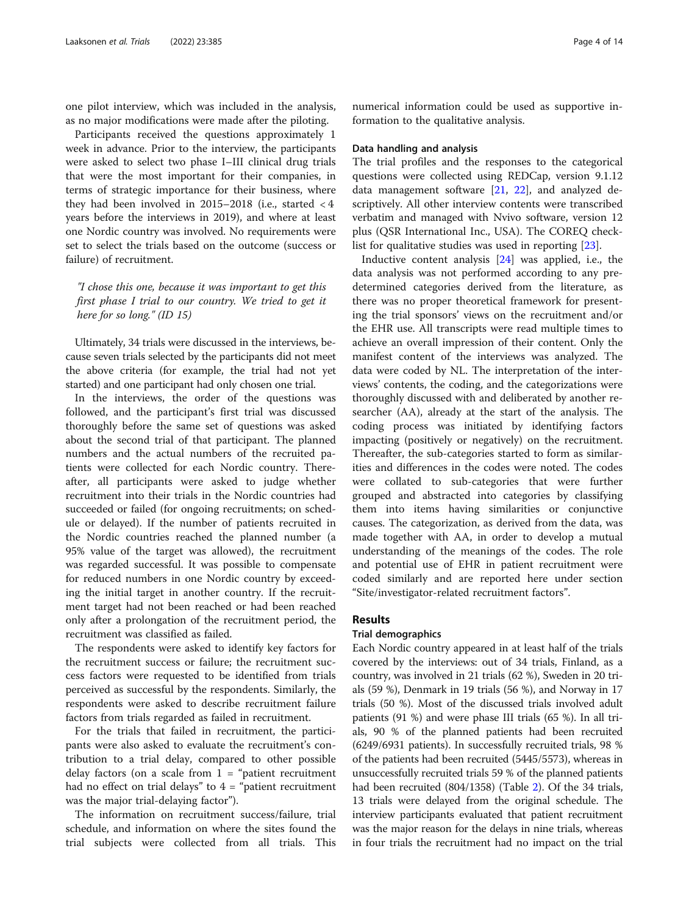one pilot interview, which was included in the analysis, as no major modifications were made after the piloting.

Participants received the questions approximately 1 week in advance. Prior to the interview, the participants were asked to select two phase I–III clinical drug trials that were the most important for their companies, in terms of strategic importance for their business, where they had been involved in 2015–2018 (i.e., started < 4 years before the interviews in 2019), and where at least one Nordic country was involved. No requirements were set to select the trials based on the outcome (success or failure) of recruitment.

> *"I chose this one, because it was important to get this first phase I trial to our country. We tried to get it here for so long." (ID 15)*

Ultimately, 34 trials were discussed in the interviews, because seven trials selected by the participants did not meet the above criteria (for example, the trial had not yet started) and one participant had only chosen one trial.

In the interviews, the order of the questions was followed, and the participant's first trial was discussed thoroughly before the same set of questions was asked about the second trial of that participant. The planned numbers and the actual numbers of the recruited patients were collected for each Nordic country. Thereafter, all participants were asked to judge whether recruitment into their trials in the Nordic countries had succeeded or failed (for ongoing recruitments; on schedule or delayed). If the number of patients recruited in the Nordic countries reached the planned number (a 95% value of the target was allowed), the recruitment was regarded successful. It was possible to compensate for reduced numbers in one Nordic country by exceeding the initial target in another country. If the recruitment target had not been reached or had been reached only after a prolongation of the recruitment period, the recruitment was classified as failed.

The respondents were asked to identify key factors for the recruitment success or failure; the recruitment success factors were requested to be identified from trials perceived as successful by the respondents. Similarly, the respondents were asked to describe recruitment failure factors from trials regarded as failed in recruitment.

For the trials that failed in recruitment, the participants were also asked to evaluate the recruitment's contribution to a trial delay, compared to other possible delay factors (on a scale from 1 = "patient recruitment had no effect on trial delays" to 4 = "patient recruitment was the major trial-delaying factor").

The information on recruitment success/failure, trial schedule, and information on where the sites found the trial subjects were collected from all trials. This numerical information could be used as supportive information to the qualitative analysis.

### Data handling and analysis

The trial profiles and the responses to the categorical questions were collected using REDCap, version 9.1.12 data management software [21, 22], and analyzed descriptively. All other interview contents were transcribed verbatim and managed with Nvivo software, version 12 plus (QSR International Inc., USA). The COREQ checklist for qualitative studies was used in reporting [23].

Inductive content analysis [24] was applied, i.e., the data analysis was not performed according to any predetermined categories derived from the literature, as there was no proper theoretical framework for presenting the trial sponsors' views on the recruitment and/or the EHR use. All transcripts were read multiple times to achieve an overall impression of their content. Only the manifest content of the interviews was analyzed. The data were coded by NL. The interpretation of the interviews' contents, the coding, and the categorizations were thoroughly discussed with and deliberated by another researcher (AA), already at the start of the analysis. The coding process was initiated by identifying factors impacting (positively or negatively) on the recruitment. Thereafter, the sub-categories started to form as similarities and differences in the codes were noted. The codes were collated to sub-categories that were further grouped and abstracted into categories by classifying them into items having similarities or conjunctive causes. The categorization, as derived from the data, was made together with AA, in order to develop a mutual understanding of the meanings of the codes. The role and potential use of EHR in patient recruitment were coded similarly and are reported here under section "Site/investigator-related recruitment factors".

## Results

### Trial demographics

Each Nordic country appeared in at least half of the trials covered by the interviews: out of 34 trials, Finland, as a country, was involved in 21 trials (62 %), Sweden in 20 trials (59 %), Denmark in 19 trials (56 %), and Norway in 17 trials (50 %). Most of the discussed trials involved adult patients (91 %) and were phase III trials (65 %). In all trials, 90 % of the planned patients had been recruited (6249/6931 patients). In successfully recruited trials, 98 % of the patients had been recruited (5445/5573), whereas in unsuccessfully recruited trials 59 % of the planned patients had been recruited (804/1358) (Table 2). Of the 34 trials, 13 trials were delayed from the original schedule. The interview participants evaluated that patient recruitment was the major reason for the delays in nine trials, whereas in four trials the recruitment had no impact on the trial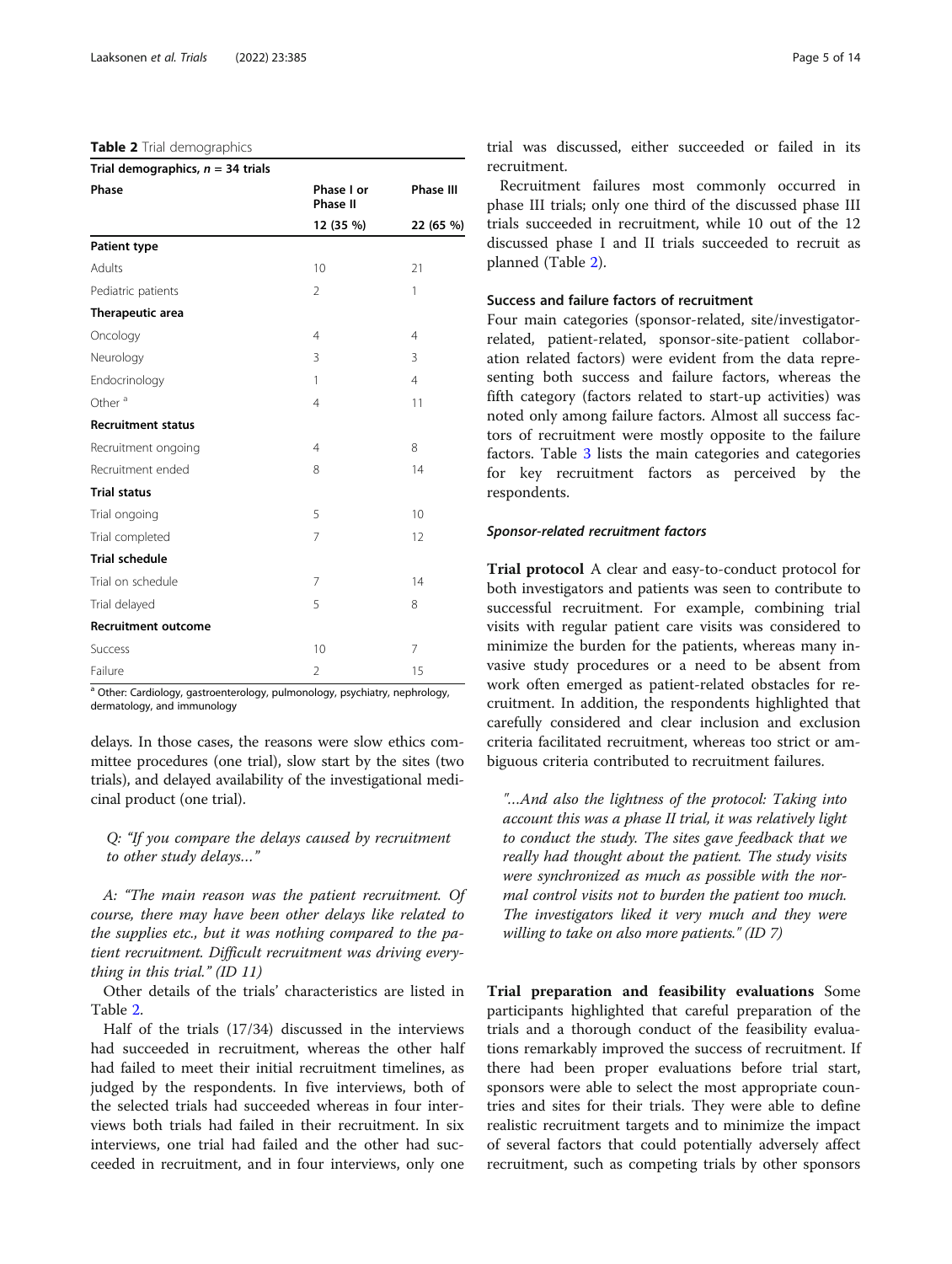**Table 2** Trial demographics

| Trial demographics, $n$ = 34 trials | | |
|---|---|---|
| **Phase** | **Phase I or Phase II** | **Phase III** |
| | **12 (35 %)** | **22 (65 %)** |
| **Patient type** | | |
| Adults | 10 | 21 |
| Pediatric patients | 2 | 1 |
| **Therapeutic area** | | |
| Oncology | 4 | 4 |
| Neurology | 3 | 3 |
| Endocrinology | 1 | 4 |
| Other [a] | 4 | 11 |
| **Recruitment status** | | |
| Recruitment ongoing | 4 | 8 |
| Recruitment ended | 8 | 14 |
| **Trial status** | | |
| Trial ongoing | 5 | 10 |
| Trial completed | 7 | 12 |
| **Trial schedule** | | |
| Trial on schedule | 7 | 14 |
| Trial delayed | 5 | 8 |
| **Recruitment outcome** | | |
| Success | 10 | 7 |
| Failure | 2 | 15 |

[a] Other: Cardiology, gastroenterology, pulmonology, psychiatry, nephrology, dermatology, and immunology

delays. In those cases, the reasons were slow ethics committee procedures (one trial), slow start by the sites (two trials), and delayed availability of the investigational medicinal product (one trial).

> *Q: "If you compare the delays caused by recruitment to other study delays…"*
>
> *A: "The main reason was the patient recruitment. Of course, there may have been other delays like related to the supplies etc., but it was nothing compared to the patient recruitment. Difficult recruitment was driving everything in this trial." (ID 11)*

Other details of the trials' characteristics are listed in Table 2.

Half of the trials (17/34) discussed in the interviews had succeeded in recruitment, whereas the other half had failed to meet their initial recruitment timelines, as judged by the respondents. In five interviews, both of the selected trials had succeeded whereas in four interviews both trials had failed in their recruitment. In six interviews, one trial had failed and the other had succeeded in recruitment, and in four interviews, only one trial was discussed, either succeeded or failed in its recruitment.

Recruitment failures most commonly occurred in phase III trials; only one third of the discussed phase III trials succeeded in recruitment, while 10 out of the 12 discussed phase I and II trials succeeded to recruit as planned (Table 2).

### Success and failure factors of recruitment

Four main categories (sponsor-related, site/investigator-related, patient-related, sponsor-site-patient collaboration related factors) were evident from the data representing both success and failure factors, whereas the fifth category (factors related to start-up activities) was noted only among failure factors. Almost all success factors of recruitment were mostly opposite to the failure factors. Table 3 lists the main categories and categories for key recruitment factors as perceived by the respondents.

#### *Sponsor-related recruitment factors*

**Trial protocol** A clear and easy-to-conduct protocol for both investigators and patients was seen to contribute to successful recruitment. For example, combining trial visits with regular patient care visits was considered to minimize the burden for the patients, whereas many invasive study procedures or a need to be absent from work often emerged as patient-related obstacles for recruitment. In addition, the respondents highlighted that carefully considered and clear inclusion and exclusion criteria facilitated recruitment, whereas too strict or ambiguous criteria contributed to recruitment failures.

> *"…And also the lightness of the protocol: Taking into account this was a phase II trial, it was relatively light to conduct the study. The sites gave feedback that we really had thought about the patient. The study visits were synchronized as much as possible with the normal control visits not to burden the patient too much. The investigators liked it very much and they were willing to take on also more patients." (ID 7)*

**Trial preparation and feasibility evaluations** Some participants highlighted that careful preparation of the trials and a thorough conduct of the feasibility evaluations remarkably improved the success of recruitment. If there had been proper evaluations before trial start, sponsors were able to select the most appropriate countries and sites for their trials. They were able to define realistic recruitment targets and to minimize the impact of several factors that could potentially adversely affect recruitment, such as competing trials by other sponsors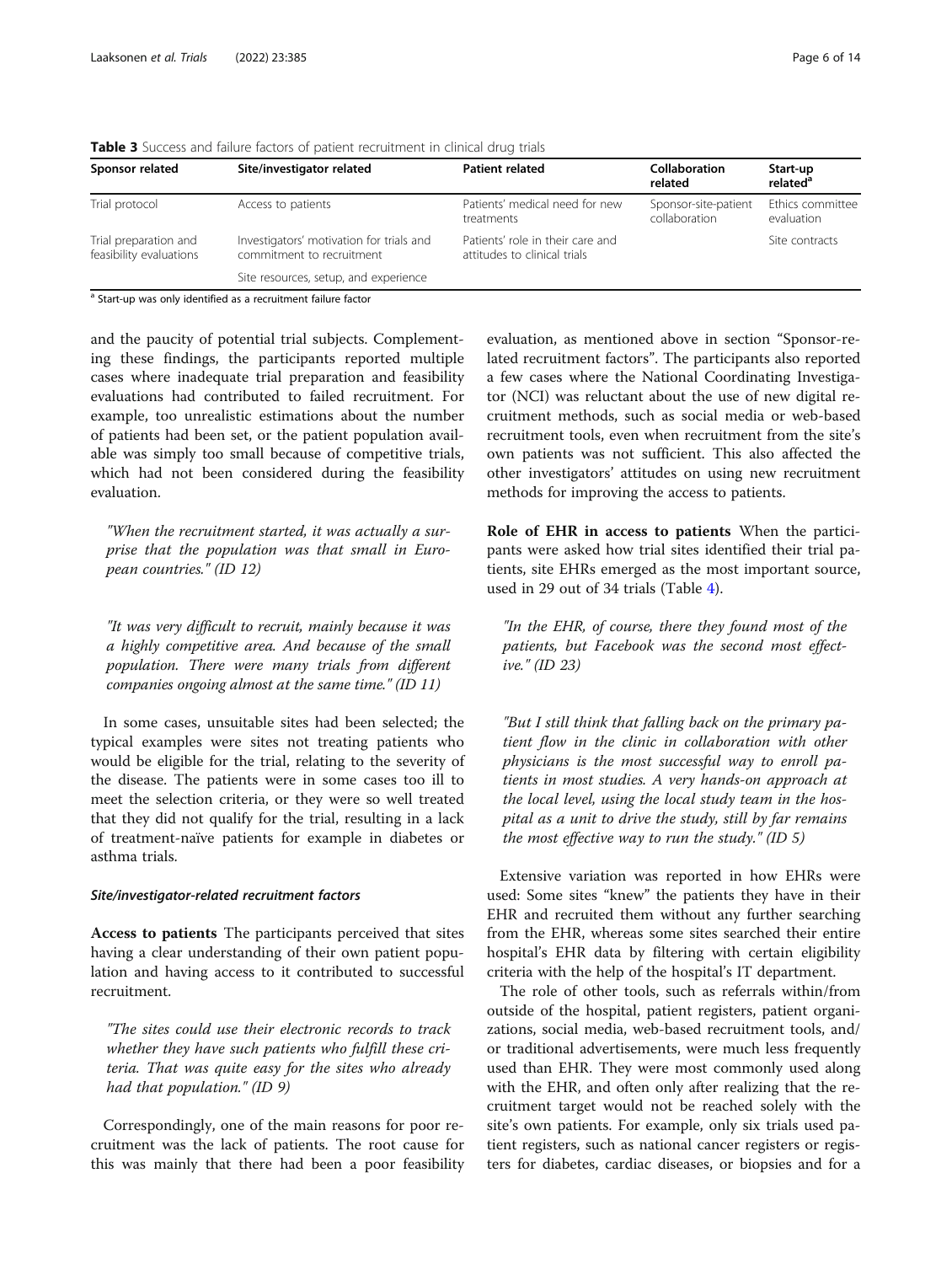**Table 3** Success and failure factors of patient recruitment in clinical drug trials

| Sponsor related | Site/investigator related | Patient related | Collaboration related | Start-up related[a] |
| --- | --- | --- | --- | --- |
| Trial protocol | Access to patients | Patients' medical need for new treatments | Sponsor-site-patient collaboration | Ethics committee evaluation |
| Trial preparation and feasibility evaluations | Investigators' motivation for trials and commitment to recruitment | Patients' role in their care and attitudes to clinical trials | | Site contracts |
| | Site resources, setup, and experience | | | |

[a] Start-up was only identified as a recruitment failure factor

and the paucity of potential trial subjects. Complementing these findings, the participants reported multiple cases where inadequate trial preparation and feasibility evaluations had contributed to failed recruitment. For example, too unrealistic estimations about the number of patients had been set, or the patient population available was simply too small because of competitive trials, which had not been considered during the feasibility evaluation.

> *"When the recruitment started, it was actually a surprise that the population was that small in European countries." (ID 12)*

> *"It was very difficult to recruit, mainly because it was a highly competitive area. And because of the small population. There were many trials from different companies ongoing almost at the same time." (ID 11)*

In some cases, unsuitable sites had been selected; the typical examples were sites not treating patients who would be eligible for the trial, relating to the severity of the disease. The patients were in some cases too ill to meet the selection criteria, or they were so well treated that they did not qualify for the trial, resulting in a lack of treatment-naïve patients for example in diabetes or asthma trials.

#### *Site/investigator-related recruitment factors*

**Access to patients** The participants perceived that sites having a clear understanding of their own patient population and having access to it contributed to successful recruitment.

> *"The sites could use their electronic records to track whether they have such patients who fulfill these criteria. That was quite easy for the sites who already had that population." (ID 9)*

Correspondingly, one of the main reasons for poor recruitment was the lack of patients. The root cause for this was mainly that there had been a poor feasibility evaluation, as mentioned above in section "Sponsor-related recruitment factors". The participants also reported a few cases where the National Coordinating Investigator (NCI) was reluctant about the use of new digital recruitment methods, such as social media or web-based recruitment tools, even when recruitment from the site's own patients was not sufficient. This also affected the other investigators' attitudes on using new recruitment methods for improving the access to patients.

**Role of EHR in access to patients** When the participants were asked how trial sites identified their trial patients, site EHRs emerged as the most important source, used in 29 out of 34 trials (Table 4).

> *"In the EHR, of course, there they found most of the patients, but Facebook was the second most effective." (ID 23)*

> *"But I still think that falling back on the primary patient flow in the clinic in collaboration with other physicians is the most successful way to enroll patients in most studies. A very hands-on approach at the local level, using the local study team in the hospital as a unit to drive the study, still by far remains the most effective way to run the study." (ID 5)*

Extensive variation was reported in how EHRs were used: Some sites "knew" the patients they have in their EHR and recruited them without any further searching from the EHR, whereas some sites searched their entire hospital's EHR data by filtering with certain eligibility criteria with the help of the hospital's IT department.

The role of other tools, such as referrals within/from outside of the hospital, patient registers, patient organizations, social media, web-based recruitment tools, and/or traditional advertisements, were much less frequently used than EHR. They were most commonly used along with the EHR, and often only after realizing that the recruitment target would not be reached solely with the site's own patients. For example, only six trials used patient registers, such as national cancer registers or registers for diabetes, cardiac diseases, or biopsies and for a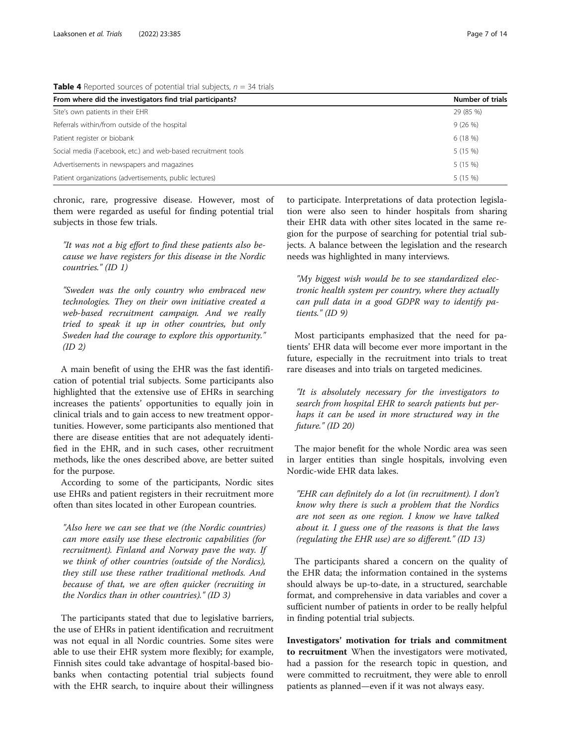**Table 4** Reported sources of potential trial subjects, $n$ = 34 trials

| From where did the investigators find trial participants? | Number of trials |
| --- | --- |
| Site's own patients in their EHR | 29 (85 %) |
| Referrals within/from outside of the hospital | 9 (26 %) |
| Patient register or biobank | 6 (18 %) |
| Social media (Facebook, etc.) and web-based recruitment tools | 5 (15 %) |
| Advertisements in newspapers and magazines | 5 (15 %) |
| Patient organizations (advertisements, public lectures) | 5 (15 %) |

chronic, rare, progressive disease. However, most of them were regarded as useful for finding potential trial subjects in those few trials.

*"It was not a big effort to find these patients also because we have registers for this disease in the Nordic countries." (ID 1)*

*"Sweden was the only country who embraced new technologies. They on their own initiative created a web-based recruitment campaign. And we really tried to speak it up in other countries, but only Sweden had the courage to explore this opportunity." (ID 2)*

A main benefit of using the EHR was the fast identification of potential trial subjects. Some participants also highlighted that the extensive use of EHRs in searching increases the patients' opportunities to equally join in clinical trials and to gain access to new treatment opportunities. However, some participants also mentioned that there are disease entities that are not adequately identified in the EHR, and in such cases, other recruitment methods, like the ones described above, are better suited for the purpose.

According to some of the participants, Nordic sites use EHRs and patient registers in their recruitment more often than sites located in other European countries.

*"Also here we can see that we (the Nordic countries) can more easily use these electronic capabilities (for recruitment). Finland and Norway pave the way. If we think of other countries (outside of the Nordics), they still use these rather traditional methods. And because of that, we are often quicker (recruiting in the Nordics than in other countries)." (ID 3)*

The participants stated that due to legislative barriers, the use of EHRs in patient identification and recruitment was not equal in all Nordic countries. Some sites were able to use their EHR system more flexibly; for example, Finnish sites could take advantage of hospital-based biobanks when contacting potential trial subjects found with the EHR search, to inquire about their willingness to participate. Interpretations of data protection legislation were also seen to hinder hospitals from sharing their EHR data with other sites located in the same region for the purpose of searching for potential trial subjects. A balance between the legislation and the research needs was highlighted in many interviews.

*"My biggest wish would be to see standardized electronic health system per country, where they actually can pull data in a good GDPR way to identify patients." (ID 9)*

Most participants emphasized that the need for patients' EHR data will become ever more important in the future, especially in the recruitment into trials to treat rare diseases and into trials on targeted medicines.

*"It is absolutely necessary for the investigators to search from hospital EHR to search patients but perhaps it can be used in more structured way in the future." (ID 20)*

The major benefit for the whole Nordic area was seen in larger entities than single hospitals, involving even Nordic-wide EHR data lakes.

*"EHR can definitely do a lot (in recruitment). I don't know why there is such a problem that the Nordics are not seen as one region. I know we have talked about it. I guess one of the reasons is that the laws (regulating the EHR use) are so different." (ID 13)*

The participants shared a concern on the quality of the EHR data; the information contained in the systems should always be up-to-date, in a structured, searchable format, and comprehensive in data variables and cover a sufficient number of patients in order to be really helpful in finding potential trial subjects.

**Investigators' motivation for trials and commitment to recruitment** When the investigators were motivated, had a passion for the research topic in question, and were committed to recruitment, they were able to enroll patients as planned—even if it was not always easy.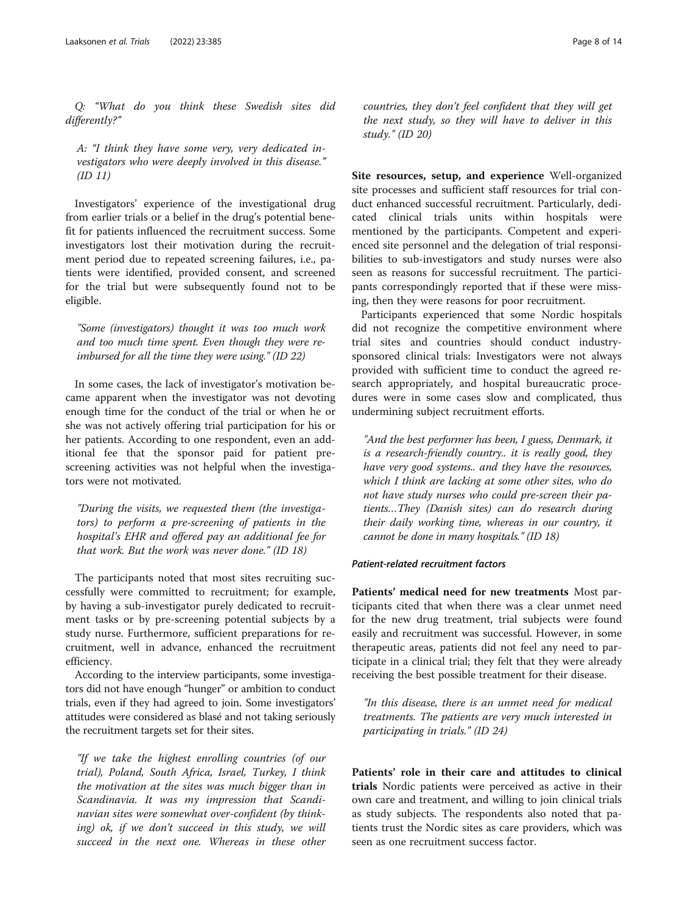Q: *"What do you think these Swedish sites did differently?"*

A: *"I think they have some very, very dedicated investigators who were deeply involved in this disease." (ID 11)*

Investigators' experience of the investigational drug from earlier trials or a belief in the drug's potential benefit for patients influenced the recruitment success. Some investigators lost their motivation during the recruitment period due to repeated screening failures, i.e., patients were identified, provided consent, and screened for the trial but were subsequently found not to be eligible.

*"Some (investigators) thought it was too much work and too much time spent. Even though they were reimbursed for all the time they were using." (ID 22)*

In some cases, the lack of investigator's motivation became apparent when the investigator was not devoting enough time for the conduct of the trial or when he or she was not actively offering trial participation for his or her patients. According to one respondent, even an additional fee that the sponsor paid for patient pre-screening activities was not helpful when the investigators were not motivated.

*"During the visits, we requested them (the investigators) to perform a pre-screening of patients in the hospital's EHR and offered pay an additional fee for that work. But the work was never done." (ID 18)*

The participants noted that most sites recruiting successfully were committed to recruitment; for example, by having a sub-investigator purely dedicated to recruitment tasks or by pre-screening potential subjects by a study nurse. Furthermore, sufficient preparations for recruitment, well in advance, enhanced the recruitment efficiency.

According to the interview participants, some investigators did not have enough "hunger" or ambition to conduct trials, even if they had agreed to join. Some investigators' attitudes were considered as blasé and not taking seriously the recruitment targets set for their sites.

*"If we take the highest enrolling countries (of our trial), Poland, South Africa, Israel, Turkey, I think the motivation at the sites was much bigger than in Scandinavia. It was my impression that Scandinavian sites were somewhat over-confident (by thinking) ok, if we don't succeed in this study, we will succeed in the next one. Whereas in these other countries, they don't feel confident that they will get the next study, so they will have to deliver in this study." (ID 20)*

**Site resources, setup, and experience** Well-organized site processes and sufficient staff resources for trial conduct enhanced successful recruitment. Particularly, dedicated clinical trials units within hospitals were mentioned by the participants. Competent and experienced site personnel and the delegation of trial responsibilities to sub-investigators and study nurses were also seen as reasons for successful recruitment. The participants correspondingly reported that if these were missing, then they were reasons for poor recruitment.

Participants experienced that some Nordic hospitals did not recognize the competitive environment where trial sites and countries should conduct industry-sponsored clinical trials: Investigators were not always provided with sufficient time to conduct the agreed research appropriately, and hospital bureaucratic procedures were in some cases slow and complicated, thus undermining subject recruitment efforts.

*"And the best performer has been, I guess, Denmark, it is a research-friendly country.. it is really good, they have very good systems.. and they have the resources, which I think are lacking at some other sites, who do not have study nurses who could pre-screen their patients…They (Danish sites) can do research during their daily working time, whereas in our country, it cannot be done in many hospitals." (ID 18)*

#### Patient-related recruitment factors

**Patients' medical need for new treatments** Most participants cited that when there was a clear unmet need for the new drug treatment, trial subjects were found easily and recruitment was successful. However, in some therapeutic areas, patients did not feel any need to participate in a clinical trial; they felt that they were already receiving the best possible treatment for their disease.

*"In this disease, there is an unmet need for medical treatments. The patients are very much interested in participating in trials." (ID 24)*

**Patients' role in their care and attitudes to clinical trials** Nordic patients were perceived as active in their own care and treatment, and willing to join clinical trials as study subjects. The respondents also noted that patients trust the Nordic sites as care providers, which was seen as one recruitment success factor.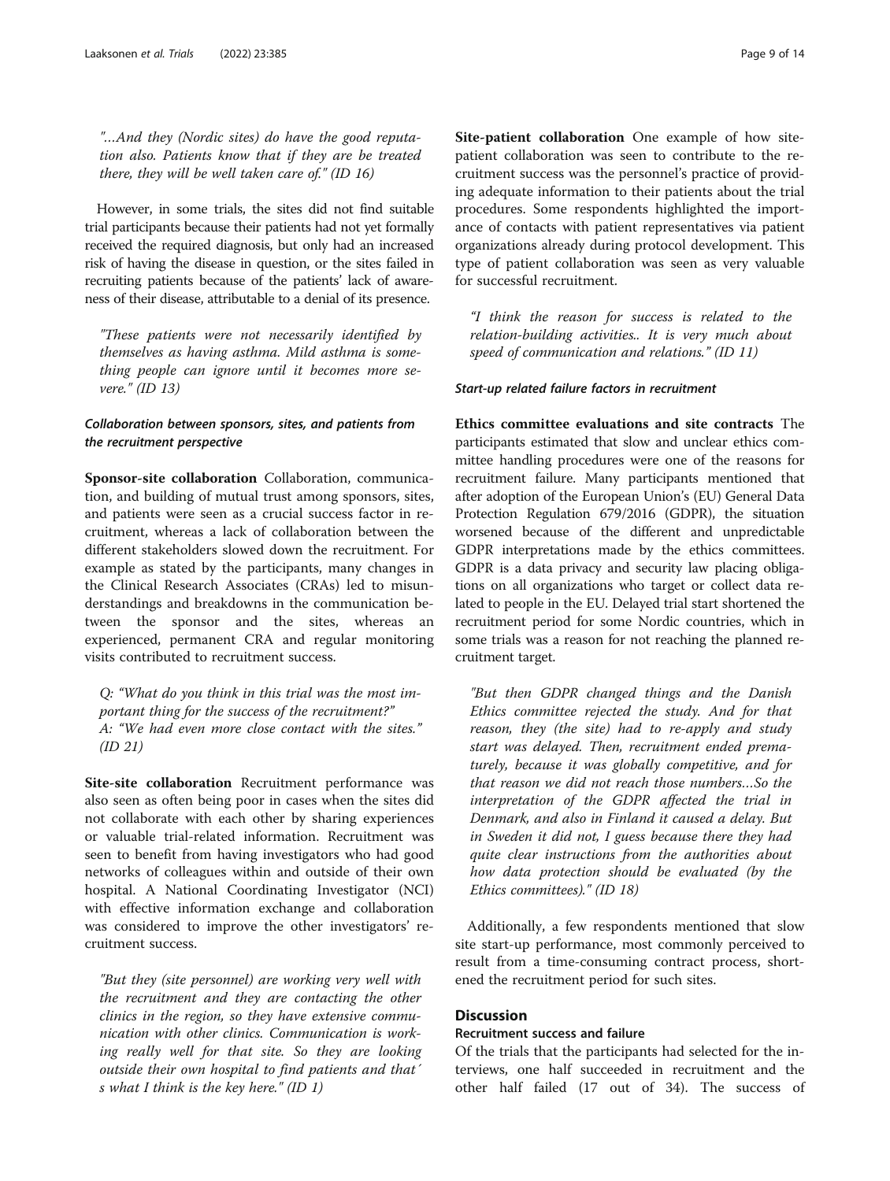*"…And they (Nordic sites) do have the good reputation also. Patients know that if they are be treated there, they will be well taken care of." (ID 16)*

However, in some trials, the sites did not find suitable trial participants because their patients had not yet formally received the required diagnosis, but only had an increased risk of having the disease in question, or the sites failed in recruiting patients because of the patients' lack of awareness of their disease, attributable to a denial of its presence.

*"These patients were not necessarily identified by themselves as having asthma. Mild asthma is something people can ignore until it becomes more severe." (ID 13)*

#### *Collaboration between sponsors, sites, and patients from the recruitment perspective*

**Sponsor-site collaboration** Collaboration, communication, and building of mutual trust among sponsors, sites, and patients were seen as a crucial success factor in recruitment, whereas a lack of collaboration between the different stakeholders slowed down the recruitment. For example as stated by the participants, many changes in the Clinical Research Associates (CRAs) led to misunderstandings and breakdowns in the communication between the sponsor and the sites, whereas an experienced, permanent CRA and regular monitoring visits contributed to recruitment success.

*Q: "What do you think in this trial was the most important thing for the success of the recruitment?"*
*A: "We had even more close contact with the sites." (ID 21)*

**Site-site collaboration** Recruitment performance was also seen as often being poor in cases when the sites did not collaborate with each other by sharing experiences or valuable trial-related information. Recruitment was seen to benefit from having investigators who had good networks of colleagues within and outside of their own hospital. A National Coordinating Investigator (NCI) with effective information exchange and collaboration was considered to improve the other investigators' recruitment success.

*"But they (site personnel) are working very well with the recruitment and they are contacting the other clinics in the region, so they have extensive communication with other clinics. Communication is working really well for that site. So they are looking outside their own hospital to find patients and that´s what I think is the key here." (ID 1)*

**Site-patient collaboration** One example of how site-patient collaboration was seen to contribute to the recruitment success was the personnel's practice of providing adequate information to their patients about the trial procedures. Some respondents highlighted the importance of contacts with patient representatives via patient organizations already during protocol development. This type of patient collaboration was seen as very valuable for successful recruitment.

*"I think the reason for success is related to the relation-building activities.. It is very much about speed of communication and relations." (ID 11)*

#### *Start-up related failure factors in recruitment*

**Ethics committee evaluations and site contracts** The participants estimated that slow and unclear ethics committee handling procedures were one of the reasons for recruitment failure. Many participants mentioned that after adoption of the European Union's (EU) General Data Protection Regulation 679/2016 (GDPR), the situation worsened because of the different and unpredictable GDPR interpretations made by the ethics committees. GDPR is a data privacy and security law placing obligations on all organizations who target or collect data related to people in the EU. Delayed trial start shortened the recruitment period for some Nordic countries, which in some trials was a reason for not reaching the planned recruitment target.

*"But then GDPR changed things and the Danish Ethics committee rejected the study. And for that reason, they (the site) had to re-apply and study start was delayed. Then, recruitment ended prematurely, because it was globally competitive, and for that reason we did not reach those numbers…So the interpretation of the GDPR affected the trial in Denmark, and also in Finland it caused a delay. But in Sweden it did not, I guess because there they had quite clear instructions from the authorities about how data protection should be evaluated (by the Ethics committees)." (ID 18)*

Additionally, a few respondents mentioned that slow site start-up performance, most commonly perceived to result from a time-consuming contract process, shortened the recruitment period for such sites.

## Discussion

### Recruitment success and failure

Of the trials that the participants had selected for the interviews, one half succeeded in recruitment and the other half failed (17 out of 34). The success of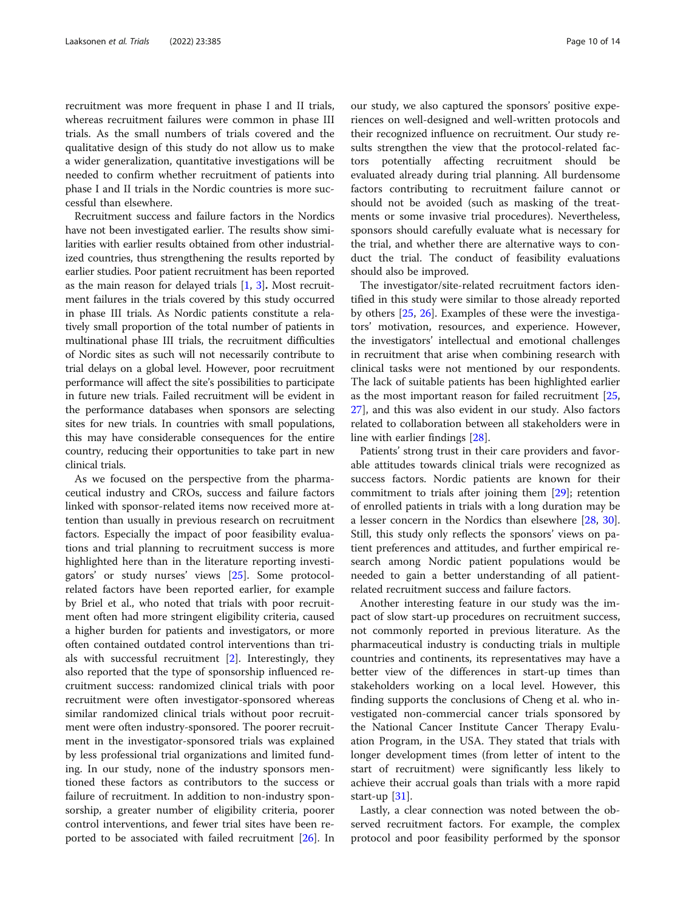recruitment was more frequent in phase I and II trials, whereas recruitment failures were common in phase III trials. As the small numbers of trials covered and the qualitative design of this study do not allow us to make a wider generalization, quantitative investigations will be needed to confirm whether recruitment of patients into phase I and II trials in the Nordic countries is more successful than elsewhere.

Recruitment success and failure factors in the Nordics have not been investigated earlier. The results show similarities with earlier results obtained from other industrialized countries, thus strengthening the results reported by earlier studies. Poor patient recruitment has been reported as the main reason for delayed trials [1, 3]. Most recruitment failures in the trials covered by this study occurred in phase III trials. As Nordic patients constitute a relatively small proportion of the total number of patients in multinational phase III trials, the recruitment difficulties of Nordic sites as such will not necessarily contribute to trial delays on a global level. However, poor recruitment performance will affect the site's possibilities to participate in future new trials. Failed recruitment will be evident in the performance databases when sponsors are selecting sites for new trials. In countries with small populations, this may have considerable consequences for the entire country, reducing their opportunities to take part in new clinical trials.

As we focused on the perspective from the pharmaceutical industry and CROs, success and failure factors linked with sponsor-related items now received more attention than usually in previous research on recruitment factors. Especially the impact of poor feasibility evaluations and trial planning to recruitment success is more highlighted here than in the literature reporting investigators' or study nurses' views [25]. Some protocol-related factors have been reported earlier, for example by Briel et al., who noted that trials with poor recruitment often had more stringent eligibility criteria, caused a higher burden for patients and investigators, or more often contained outdated control interventions than trials with successful recruitment [2]. Interestingly, they also reported that the type of sponsorship influenced recruitment success: randomized clinical trials with poor recruitment were often investigator-sponsored whereas similar randomized clinical trials without poor recruitment were often industry-sponsored. The poorer recruitment in the investigator-sponsored trials was explained by less professional trial organizations and limited funding. In our study, none of the industry sponsors mentioned these factors as contributors to the success or failure of recruitment. In addition to non-industry sponsorship, a greater number of eligibility criteria, poorer control interventions, and fewer trial sites have been reported to be associated with failed recruitment [26]. In our study, we also captured the sponsors' positive experiences on well-designed and well-written protocols and their recognized influence on recruitment. Our study results strengthen the view that the protocol-related factors potentially affecting recruitment should be evaluated already during trial planning. All burdensome factors contributing to recruitment failure cannot or should not be avoided (such as masking of the treatments or some invasive trial procedures). Nevertheless, sponsors should carefully evaluate what is necessary for the trial, and whether there are alternative ways to conduct the trial. The conduct of feasibility evaluations should also be improved.

The investigator/site-related recruitment factors identified in this study were similar to those already reported by others [25, 26]. Examples of these were the investigators' motivation, resources, and experience. However, the investigators' intellectual and emotional challenges in recruitment that arise when combining research with clinical tasks were not mentioned by our respondents. The lack of suitable patients has been highlighted earlier as the most important reason for failed recruitment [25, 27], and this was also evident in our study. Also factors related to collaboration between all stakeholders were in line with earlier findings [28].

Patients' strong trust in their care providers and favorable attitudes towards clinical trials were recognized as success factors. Nordic patients are known for their commitment to trials after joining them [29]; retention of enrolled patients in trials with a long duration may be a lesser concern in the Nordics than elsewhere [28, 30]. Still, this study only reflects the sponsors' views on patient preferences and attitudes, and further empirical research among Nordic patient populations would be needed to gain a better understanding of all patient-related recruitment success and failure factors.

Another interesting feature in our study was the impact of slow start-up procedures on recruitment success, not commonly reported in previous literature. As the pharmaceutical industry is conducting trials in multiple countries and continents, its representatives may have a better view of the differences in start-up times than stakeholders working on a local level. However, this finding supports the conclusions of Cheng et al. who investigated non-commercial cancer trials sponsored by the National Cancer Institute Cancer Therapy Evaluation Program, in the USA. They stated that trials with longer development times (from letter of intent to the start of recruitment) were significantly less likely to achieve their accrual goals than trials with a more rapid start-up [31].

Lastly, a clear connection was noted between the observed recruitment factors. For example, the complex protocol and poor feasibility performed by the sponsor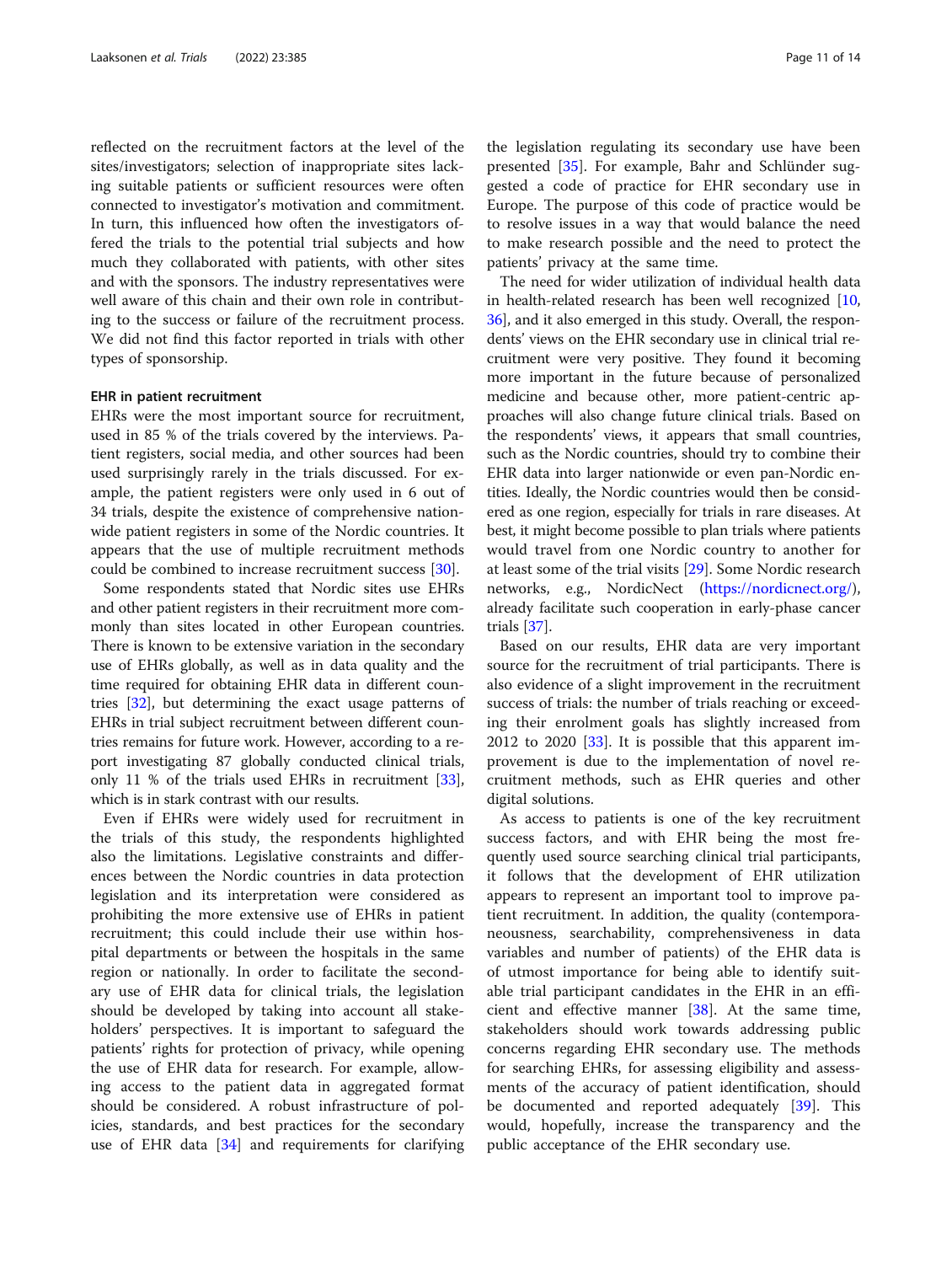reflected on the recruitment factors at the level of the sites/investigators; selection of inappropriate sites lacking suitable patients or sufficient resources were often connected to investigator's motivation and commitment. In turn, this influenced how often the investigators offered the trials to the potential trial subjects and how much they collaborated with patients, with other sites and with the sponsors. The industry representatives were well aware of this chain and their own role in contributing to the success or failure of the recruitment process. We did not find this factor reported in trials with other types of sponsorship.

#### EHR in patient recruitment

EHRs were the most important source for recruitment, used in 85 % of the trials covered by the interviews. Patient registers, social media, and other sources had been used surprisingly rarely in the trials discussed. For example, the patient registers were only used in 6 out of 34 trials, despite the existence of comprehensive nationwide patient registers in some of the Nordic countries. It appears that the use of multiple recruitment methods could be combined to increase recruitment success [30].

Some respondents stated that Nordic sites use EHRs and other patient registers in their recruitment more commonly than sites located in other European countries. There is known to be extensive variation in the secondary use of EHRs globally, as well as in data quality and the time required for obtaining EHR data in different countries [32], but determining the exact usage patterns of EHRs in trial subject recruitment between different countries remains for future work. However, according to a report investigating 87 globally conducted clinical trials, only 11 % of the trials used EHRs in recruitment [33], which is in stark contrast with our results.

Even if EHRs were widely used for recruitment in the trials of this study, the respondents highlighted also the limitations. Legislative constraints and differences between the Nordic countries in data protection legislation and its interpretation were considered as prohibiting the more extensive use of EHRs in patient recruitment; this could include their use within hospital departments or between the hospitals in the same region or nationally. In order to facilitate the secondary use of EHR data for clinical trials, the legislation should be developed by taking into account all stakeholders' perspectives. It is important to safeguard the patients' rights for protection of privacy, while opening the use of EHR data for research. For example, allowing access to the patient data in aggregated format should be considered. A robust infrastructure of policies, standards, and best practices for the secondary use of EHR data [34] and requirements for clarifying the legislation regulating its secondary use have been presented [35]. For example, Bahr and Schlünder suggested a code of practice for EHR secondary use in Europe. The purpose of this code of practice would be to resolve issues in a way that would balance the need to make research possible and the need to protect the patients' privacy at the same time.

The need for wider utilization of individual health data in health-related research has been well recognized [10, 36], and it also emerged in this study. Overall, the respondents' views on the EHR secondary use in clinical trial recruitment were very positive. They found it becoming more important in the future because of personalized medicine and because other, more patient-centric approaches will also change future clinical trials. Based on the respondents' views, it appears that small countries, such as the Nordic countries, should try to combine their EHR data into larger nationwide or even pan-Nordic entities. Ideally, the Nordic countries would then be considered as one region, especially for trials in rare diseases. At best, it might become possible to plan trials where patients would travel from one Nordic country to another for at least some of the trial visits [29]. Some Nordic research networks, e.g., NordicNect (https://nordicnect.org/), already facilitate such cooperation in early-phase cancer trials [37].

Based on our results, EHR data are very important source for the recruitment of trial participants. There is also evidence of a slight improvement in the recruitment success of trials: the number of trials reaching or exceeding their enrolment goals has slightly increased from 2012 to 2020 [33]. It is possible that this apparent improvement is due to the implementation of novel recruitment methods, such as EHR queries and other digital solutions.

As access to patients is one of the key recruitment success factors, and with EHR being the most frequently used source searching clinical trial participants, it follows that the development of EHR utilization appears to represent an important tool to improve patient recruitment. In addition, the quality (contemporaneousness, searchability, comprehensiveness in data variables and number of patients) of the EHR data is of utmost importance for being able to identify suitable trial participant candidates in the EHR in an efficient and effective manner [38]. At the same time, stakeholders should work towards addressing public concerns regarding EHR secondary use. The methods for searching EHRs, for assessing eligibility and assessments of the accuracy of patient identification, should be documented and reported adequately [39]. This would, hopefully, increase the transparency and the public acceptance of the EHR secondary use.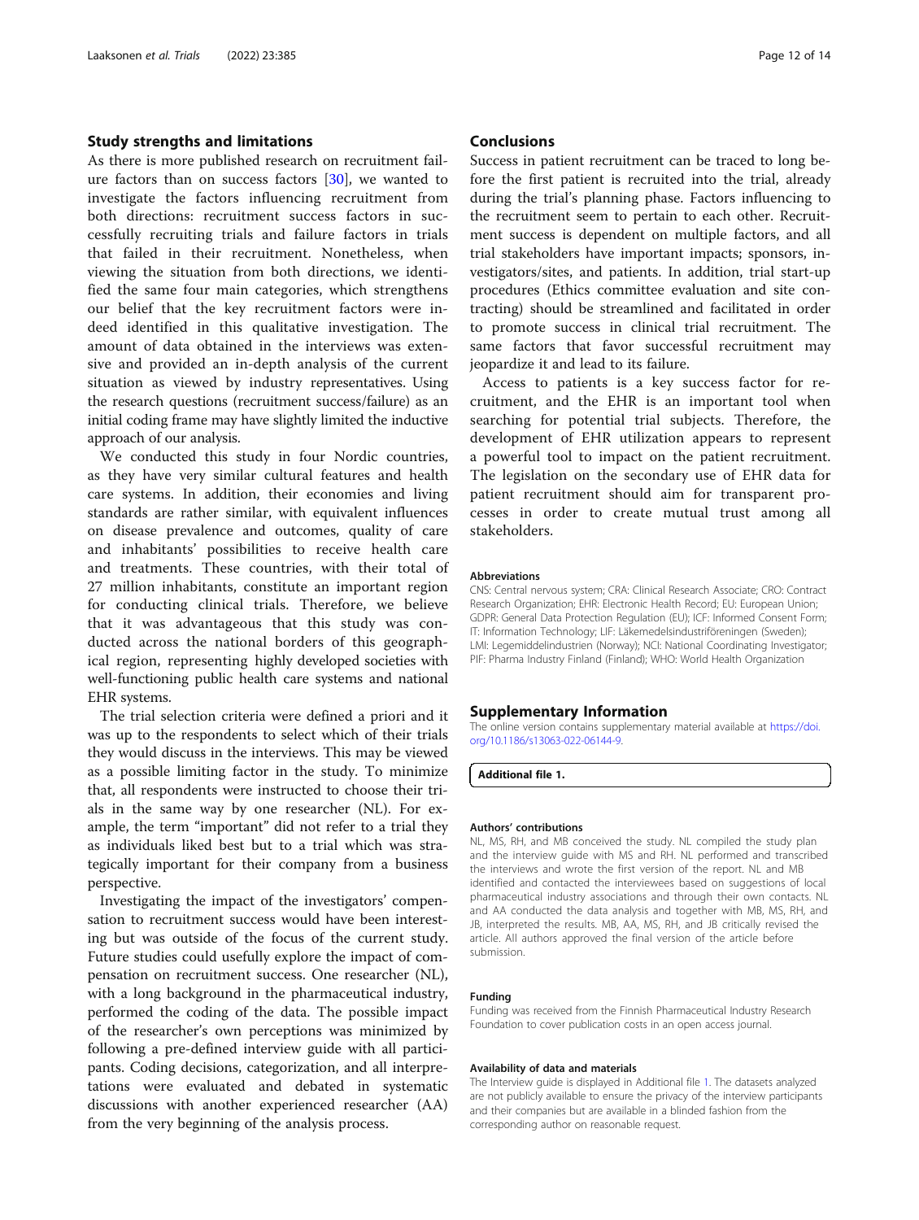## Study strengths and limitations

As there is more published research on recruitment failure factors than on success factors [30], we wanted to investigate the factors influencing recruitment from both directions: recruitment success factors in successfully recruiting trials and failure factors in trials that failed in their recruitment. Nonetheless, when viewing the situation from both directions, we identified the same four main categories, which strengthens our belief that the key recruitment factors were indeed identified in this qualitative investigation. The amount of data obtained in the interviews was extensive and provided an in-depth analysis of the current situation as viewed by industry representatives. Using the research questions (recruitment success/failure) as an initial coding frame may have slightly limited the inductive approach of our analysis.

We conducted this study in four Nordic countries, as they have very similar cultural features and health care systems. In addition, their economies and living standards are rather similar, with equivalent influences on disease prevalence and outcomes, quality of care and inhabitants' possibilities to receive health care and treatments. These countries, with their total of 27 million inhabitants, constitute an important region for conducting clinical trials. Therefore, we believe that it was advantageous that this study was conducted across the national borders of this geographical region, representing highly developed societies with well-functioning public health care systems and national EHR systems.

The trial selection criteria were defined a priori and it was up to the respondents to select which of their trials they would discuss in the interviews. This may be viewed as a possible limiting factor in the study. To minimize that, all respondents were instructed to choose their trials in the same way by one researcher (NL). For example, the term "important" did not refer to a trial they as individuals liked best but to a trial which was strategically important for their company from a business perspective.

Investigating the impact of the investigators' compensation to recruitment success would have been interesting but was outside of the focus of the current study. Future studies could usefully explore the impact of compensation on recruitment success. One researcher (NL), with a long background in the pharmaceutical industry, performed the coding of the data. The possible impact of the researcher's own perceptions was minimized by following a pre-defined interview guide with all participants. Coding decisions, categorization, and all interpretations were evaluated and debated in systematic discussions with another experienced researcher (AA) from the very beginning of the analysis process.

## Conclusions

Success in patient recruitment can be traced to long before the first patient is recruited into the trial, already during the trial's planning phase. Factors influencing to the recruitment seem to pertain to each other. Recruitment success is dependent on multiple factors, and all trial stakeholders have important impacts; sponsors, investigators/sites, and patients. In addition, trial start-up procedures (Ethics committee evaluation and site contracting) should be streamlined and facilitated in order to promote success in clinical trial recruitment. The same factors that favor successful recruitment may jeopardize it and lead to its failure.

Access to patients is a key success factor for recruitment, and the EHR is an important tool when searching for potential trial subjects. Therefore, the development of EHR utilization appears to represent a powerful tool to impact on the patient recruitment. The legislation on the secondary use of EHR data for patient recruitment should aim for transparent processes in order to create mutual trust among all stakeholders.

#### Abbreviations

CNS: Central nervous system; CRA: Clinical Research Associate; CRO: Contract Research Organization; EHR: Electronic Health Record; EU: European Union; GDPR: General Data Protection Regulation (EU); ICF: Informed Consent Form; IT: Information Technology; LIF: Läkemedelsindustriföreningen (Sweden); LMI: Legemiddelindustrien (Norway); NCI: National Coordinating Investigator; PIF: Pharma Industry Finland (Finland); WHO: World Health Organization

## Supplementary Information

The online version contains supplementary material available at https://doi.org/10.1186/s13063-022-06144-9.

**Additional file 1.**

#### Authors' contributions

NL, MS, RH, and MB conceived the study. NL compiled the study plan and the interview guide with MS and RH. NL performed and transcribed the interviews and wrote the first version of the report. NL and MB identified and contacted the interviewees based on suggestions of local pharmaceutical industry associations and through their own contacts. NL and AA conducted the data analysis and together with MB, MS, RH, and JB, interpreted the results. MB, AA, MS, RH, and JB critically revised the article. All authors approved the final version of the article before submission.

#### Funding

Funding was received from the Finnish Pharmaceutical Industry Research Foundation to cover publication costs in an open access journal.

#### Availability of data and materials

The Interview guide is displayed in Additional file 1. The datasets analyzed are not publicly available to ensure the privacy of the interview participants and their companies but are available in a blinded fashion from the corresponding author on reasonable request.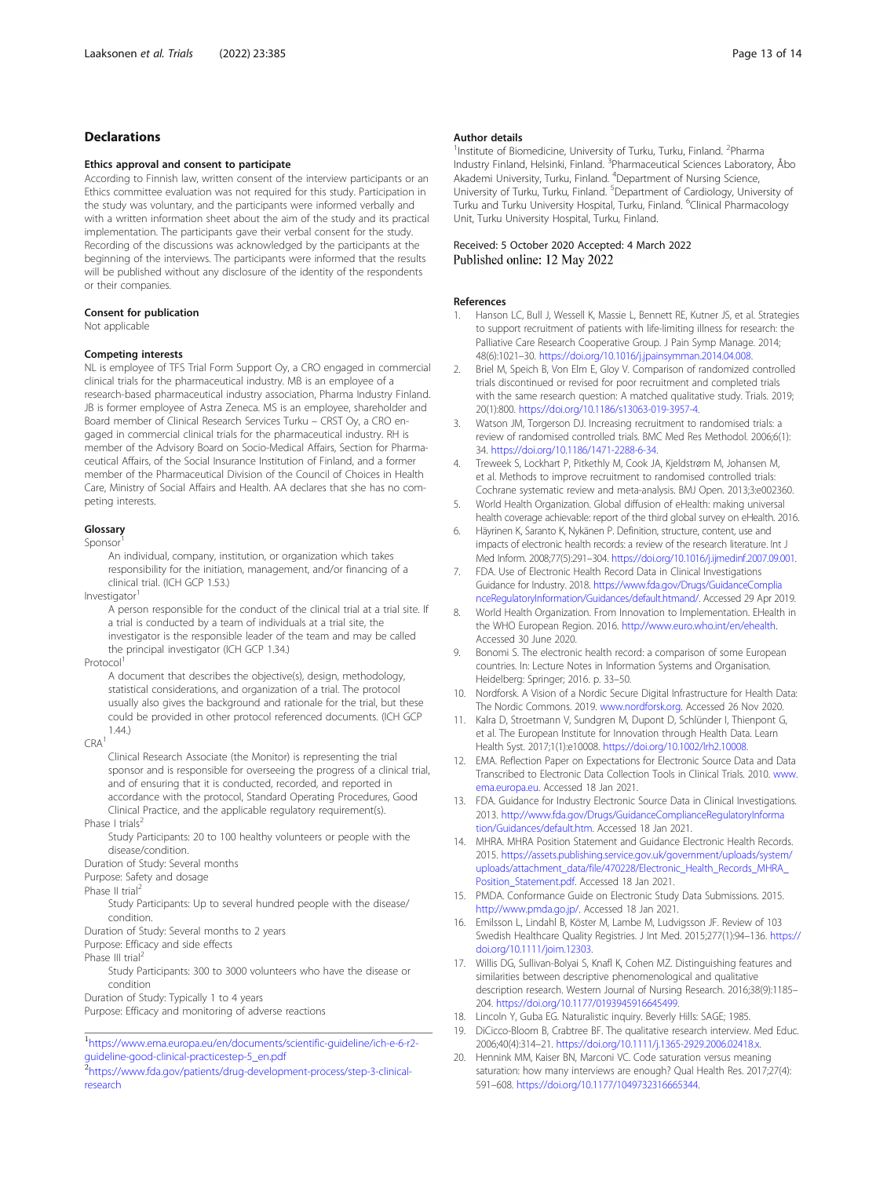## Declarations

### Ethics approval and consent to participate

According to Finnish law, written consent of the interview participants or an Ethics committee evaluation was not required for this study. Participation in the study was voluntary, and the participants were informed verbally and with a written information sheet about the aim of the study and its practical implementation. The participants gave their verbal consent for the study. Recording of the discussions was acknowledged by the participants at the beginning of the interviews. The participants were informed that the results will be published without any disclosure of the identity of the respondents or their companies.

### Consent for publication

Not applicable

### Competing interests

NL is employee of TFS Trial Form Support Oy, a CRO engaged in commercial clinical trials for the pharmaceutical industry. MB is an employee of a research-based pharmaceutical industry association, Pharma Industry Finland. JB is former employee of Astra Zeneca. MS is an employee, shareholder and Board member of Clinical Research Services Turku – CRST Oy, a CRO engaged in commercial clinical trials for the pharmaceutical industry. RH is member of the Advisory Board on Socio-Medical Affairs, Section for Pharmaceutical Affairs, of the Social Insurance Institution of Finland, and a former member of the Pharmaceutical Division of the Council of Choices in Health Care, Ministry of Social Affairs and Health. AA declares that she has no competing interests.

### Glossary

Sponsor[1]

An individual, company, institution, or organization which takes responsibility for the initiation, management, and/or financing of a clinical trial. (ICH GCP 1.53.)

Investigator[1]

A person responsible for the conduct of the clinical trial at a trial site. If a trial is conducted by a team of individuals at a trial site, the investigator is the responsible leader of the team and may be called the principal investigator (ICH GCP 1.34.)

Protocol[1]

A document that describes the objective(s), design, methodology, statistical considerations, and organization of a trial. The protocol usually also gives the background and rationale for the trial, but these could be provided in other protocol referenced documents. (ICH GCP 1.44.)

CRA[1]

Clinical Research Associate (the Monitor) is representing the trial sponsor and is responsible for overseeing the progress of a clinical trial, and of ensuring that it is conducted, recorded, and reported in accordance with the protocol, Standard Operating Procedures, Good Clinical Practice, and the applicable regulatory requirement(s).

Phase I trials[2]

Study Participants: 20 to 100 healthy volunteers or people with the disease/condition.

Duration of Study: Several months

Purpose: Safety and dosage

Phase II trial[2]

Study Participants: Up to several hundred people with the disease/condition.

Duration of Study: Several months to 2 years

Purpose: Efficacy and side effects

Phase III trial[2]

Study Participants: 300 to 3000 volunteers who have the disease or condition

Duration of Study: Typically 1 to 4 years

Purpose: Efficacy and monitoring of adverse reactions

[1] https://www.ema.europa.eu/en/documents/scientific-guideline/ich-e-6-r2-guideline-good-clinical-practicestep-5_en.pdf

[2] https://www.fda.gov/patients/drug-development-process/step-3-clinical-research

### Author details

[1]Institute of Biomedicine, University of Turku, Turku, Finland. [2]Pharma Industry Finland, Helsinki, Finland. [3]Pharmaceutical Sciences Laboratory, Åbo Akademi University, Turku, Finland. [4]Department of Nursing Science, University of Turku, Turku, Finland. [5]Department of Cardiology, University of Turku and Turku University Hospital, Turku, Finland. [6]Clinical Pharmacology Unit, Turku University Hospital, Turku, Finland.

Received: 5 October 2020 Accepted: 4 March 2022
Published online: 12 May 2022

### References

1. Hanson LC, Bull J, Wessell K, Massie L, Bennett RE, Kutner JS, et al. Strategies to support recruitment of patients with life-limiting illness for research: the Palliative Care Research Cooperative Group. J Pain Symp Manage. 2014; 48(6):1021–30. https://doi.org/10.1016/j.jpainsymman.2014.04.008.
2. Briel M, Speich B, Von Elm E, Gloy V. Comparison of randomized controlled trials discontinued or revised for poor recruitment and completed trials with the same research question: A matched qualitative study. Trials. 2019; 20(1):800. https://doi.org/10.1186/s13063-019-3957-4.
3. Watson JM, Torgerson DJ. Increasing recruitment to randomised trials: a review of randomised controlled trials. BMC Med Res Methodol. 2006;6(1): 34. https://doi.org/10.1186/1471-2288-6-34.
4. Treweek S, Lockhart P, Pitkethly M, Cook JA, Kjeldstrøm M, Johansen M, et al. Methods to improve recruitment to randomised controlled trials: Cochrane systematic review and meta-analysis. BMJ Open. 2013;3:e002360.
5. World Health Organization. Global diffusion of eHealth: making universal health coverage achievable: report of the third global survey on eHealth. 2016.
6. Häyrinen K, Saranto K, Nykänen P. Definition, structure, content, use and impacts of electronic health records: a review of the research literature. Int J Med Inform. 2008;77(5):291–304. https://doi.org/10.1016/j.ijmedinf.2007.09.001.
7. FDA. Use of Electronic Health Record Data in Clinical Investigations Guidance for Industry. 2018. https://www.fda.gov/Drugs/GuidanceComplianceRegulatoryInformation/Guidances/default.htmand/. Accessed 29 Apr 2019.
8. World Health Organization. From Innovation to Implementation. EHealth in the WHO European Region. 2016. http://www.euro.who.int/en/ehealth. Accessed 30 June 2020.
9. Bonomi S. The electronic health record: a comparison of some European countries. In: Lecture Notes in Information Systems and Organisation. Heidelberg: Springer; 2016. p. 33–50.
10. Nordforsk. A Vision of a Nordic Secure Digital Infrastructure for Health Data: The Nordic Commons. 2019. www.nordforsk.org. Accessed 26 Nov 2020.
11. Kalra D, Stroetmann V, Sundgren M, Dupont D, Schlünder I, Thienpont G, et al. The European Institute for Innovation through Health Data. Learn Health Syst. 2017;1(1):e10008. https://doi.org/10.1002/lrh2.10008.
12. EMA. Reflection Paper on Expectations for Electronic Source Data and Data Transcribed to Electronic Data Collection Tools in Clinical Trials. 2010. www.ema.europa.eu. Accessed 18 Jan 2021.
13. FDA. Guidance for Industry Electronic Source Data in Clinical Investigations. 2013. http://www.fda.gov/Drugs/GuidanceComplianceRegulatoryInformation/Guidances/default.htm. Accessed 18 Jan 2021.
14. MHRA. MHRA Position Statement and Guidance Electronic Health Records. 2015. https://assets.publishing.service.gov.uk/government/uploads/system/uploads/attachment_data/file/470228/Electronic_Health_Records_MHRA_Position_Statement.pdf. Accessed 18 Jan 2021.
15. PMDA. Conformance Guide on Electronic Study Data Submissions. 2015. http://www.pmda.go.jp/. Accessed 18 Jan 2021.
16. Emilsson L, Lindahl B, Köster M, Lambe M, Ludvigsson JF. Review of 103 Swedish Healthcare Quality Registries. J Int Med. 2015;277(1):94–136. https://doi.org/10.1111/joim.12303.
17. Willis DG, Sullivan-Bolyai S, Knafl K, Cohen MZ. Distinguishing features and similarities between descriptive phenomenological and qualitative description research. Western Journal of Nursing Research. 2016;38(9):1185–204. https://doi.org/10.1177/0193945916645499.
18. Lincoln Y, Guba EG. Naturalistic inquiry. Beverly Hills: SAGE; 1985.
19. DiCicco-Bloom B, Crabtree BF. The qualitative research interview. Med Educ. 2006;40(4):314–21. https://doi.org/10.1111/j.1365-2929.2006.02418.x.
20. Hennink MM, Kaiser BN, Marconi VC. Code saturation versus meaning saturation: how many interviews are enough? Qual Health Res. 2017;27(4): 591–608. https://doi.org/10.1177/1049732316665344.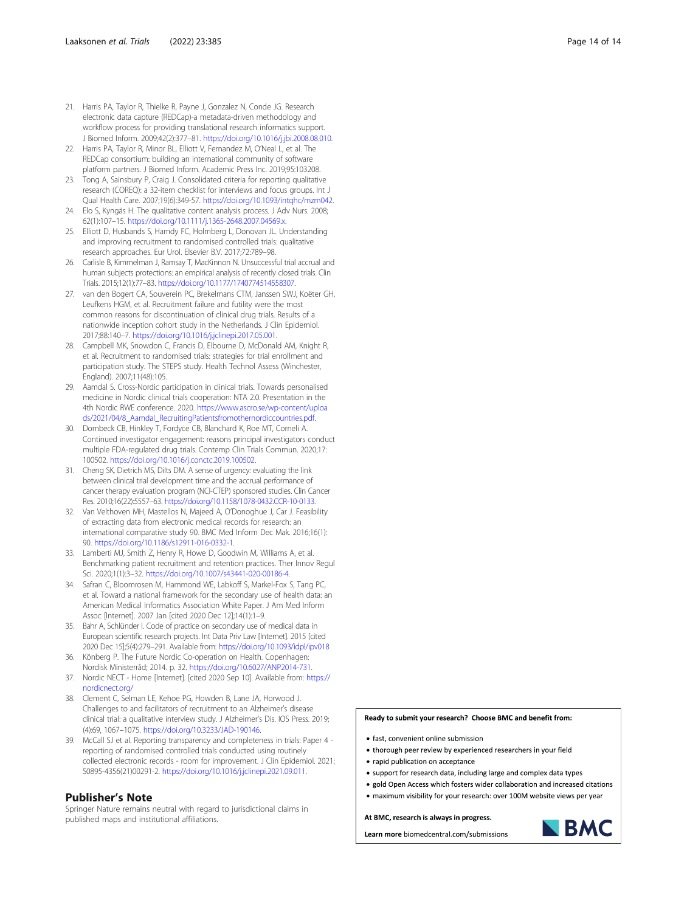21. Harris PA, Taylor R, Thielke R, Payne J, Gonzalez N, Conde JG. Research electronic data capture (REDCap)-a metadata-driven methodology and workflow process for providing translational research informatics support. J Biomed Inform. 2009;42(2):377–81. https://doi.org/10.1016/j.jbi.2008.08.010.
22. Harris PA, Taylor R, Minor BL, Elliott V, Fernandez M, O'Neal L, et al. The REDCap consortium: building an international community of software platform partners. J Biomed Inform. Academic Press Inc. 2019;95:103208.
23. Tong A, Sainsbury P, Craig J. Consolidated criteria for reporting qualitative research (COREQ): a 32-item checklist for interviews and focus groups. Int J Qual Health Care. 2007;19(6):349-57. https://doi.org/10.1093/intqhc/mzm042.
24. Elo S, Kyngäs H. The qualitative content analysis process. J Adv Nurs. 2008; 62(1):107–15. https://doi.org/10.1111/j.1365-2648.2007.04569.x.
25. Elliott D, Husbands S, Hamdy FC, Holmberg L, Donovan JL. Understanding and improving recruitment to randomised controlled trials: qualitative research approaches. Eur Urol. Elsevier B.V. 2017;72:789–98.
26. Carlisle B, Kimmelman J, Ramsay T, MacKinnon N. Unsuccessful trial accrual and human subjects protections: an empirical analysis of recently closed trials. Clin Trials. 2015;12(1):77–83. https://doi.org/10.1177/1740774514558307.
27. van den Bogert CA, Souverein PC, Brekelmans CTM, Janssen SWJ, Koëter GH, Leufkens HGM, et al. Recruitment failure and futility were the most common reasons for discontinuation of clinical drug trials. Results of a nationwide inception cohort study in the Netherlands. J Clin Epidemiol. 2017;88:140–7. https://doi.org/10.1016/j.jclinepi.2017.05.001.
28. Campbell MK, Snowdon C, Francis D, Elbourne D, McDonald AM, Knight R, et al. Recruitment to randomised trials: strategies for trial enrollment and participation study. The STEPS study. Health Technol Assess (Winchester, England). 2007;11(48):105.
29. Aamdal S. Cross-Nordic participation in clinical trials. Towards personalised medicine in Nordic clinical trials cooperation: NTA 2.0. Presentation in the 4th Nordic RWE conference. 2020. https://www.ascro.se/wp-content/uploads/2021/04/8_Aamdal_RecruitingPatientsfromothernordiccountries.pdf.
30. Dombeck CB, Hinkley T, Fordyce CB, Blanchard K, Roe MT, Corneli A. Continued investigator engagement: reasons principal investigators conduct multiple FDA-regulated drug trials. Contemp Clin Trials Commun. 2020;17: 100502. https://doi.org/10.1016/j.conctc.2019.100502.
31. Cheng SK, Dietrich MS, Dilts DM. A sense of urgency: evaluating the link between clinical trial development time and the accrual performance of cancer therapy evaluation program (NCI-CTEP) sponsored studies. Clin Cancer Res. 2010;16(22):5557–63. https://doi.org/10.1158/1078-0432.CCR-10-0133.
32. Van Velthoven MH, Mastellos N, Majeed A, O'Donoghue J, Car J. Feasibility of extracting data from electronic medical records for research: an international comparative study 90. BMC Med Inform Dec Mak. 2016;16(1): 90. https://doi.org/10.1186/s12911-016-0332-1.
33. Lamberti MJ, Smith Z, Henry R, Howe D, Goodwin M, Williams A, et al. Benchmarking patient recruitment and retention practices. Ther Innov Regul Sci. 2020;1(1):3–32. https://doi.org/10.1007/s43441-020-00186-4.
34. Safran C, Bloomrosen M, Hammond WE, Labkoff S, Markel-Fox S, Tang PC, et al. Toward a national framework for the secondary use of health data: an American Medical Informatics Association White Paper. J Am Med Inform Assoc [Internet]. 2007 Jan [cited 2020 Dec 12];14(1):1–9.
35. Bahr A, Schlünder I. Code of practice on secondary use of medical data in European scientific research projects. Int Data Priv Law [Internet]. 2015 [cited 2020 Dec 15];5(4):279–291. Available from: https://doi.org/10.1093/idpl/ipv018
36. Könberg P. The Future Nordic Co-operation on Health. Copenhagen: Nordisk Ministerråd; 2014. p. 32. https://doi.org/10.6027/ANP2014-731.
37. Nordic NECT - Home [Internet]. [cited 2020 Sep 10]. Available from: https://nordicnect.org/
38. Clement C, Selman LE, Kehoe PG, Howden B, Lane JA, Horwood J. Challenges to and facilitators of recruitment to an Alzheimer's disease clinical trial: a qualitative interview study. J Alzheimer's Dis. IOS Press. 2019; (4):69, 1067–1075. https://doi.org/10.3233/JAD-190146.
39. McCall SJ et al. Reporting transparency and completeness in trials: Paper 4 - reporting of randomised controlled trials conducted using routinely collected electronic records - room for improvement. J Clin Epidemiol. 2021; S0895-4356(21)00291-2. https://doi.org/10.1016/j.jclinepi.2021.09.011.

## Publisher's Note

Springer Nature remains neutral with regard to jurisdictional claims in published maps and institutional affiliations.

**Ready to submit your research? Choose BMC and benefit from:**

- fast, convenient online submission
- thorough peer review by experienced researchers in your field
- rapid publication on acceptance
- support for research data, including large and complex data types
- gold Open Access which fosters wider collaboration and increased citations
- maximum visibility for your research: over 100M website views per year

**At BMC, research is always in progress.**

**Learn more** biomedcentral.com/submissions

BMC